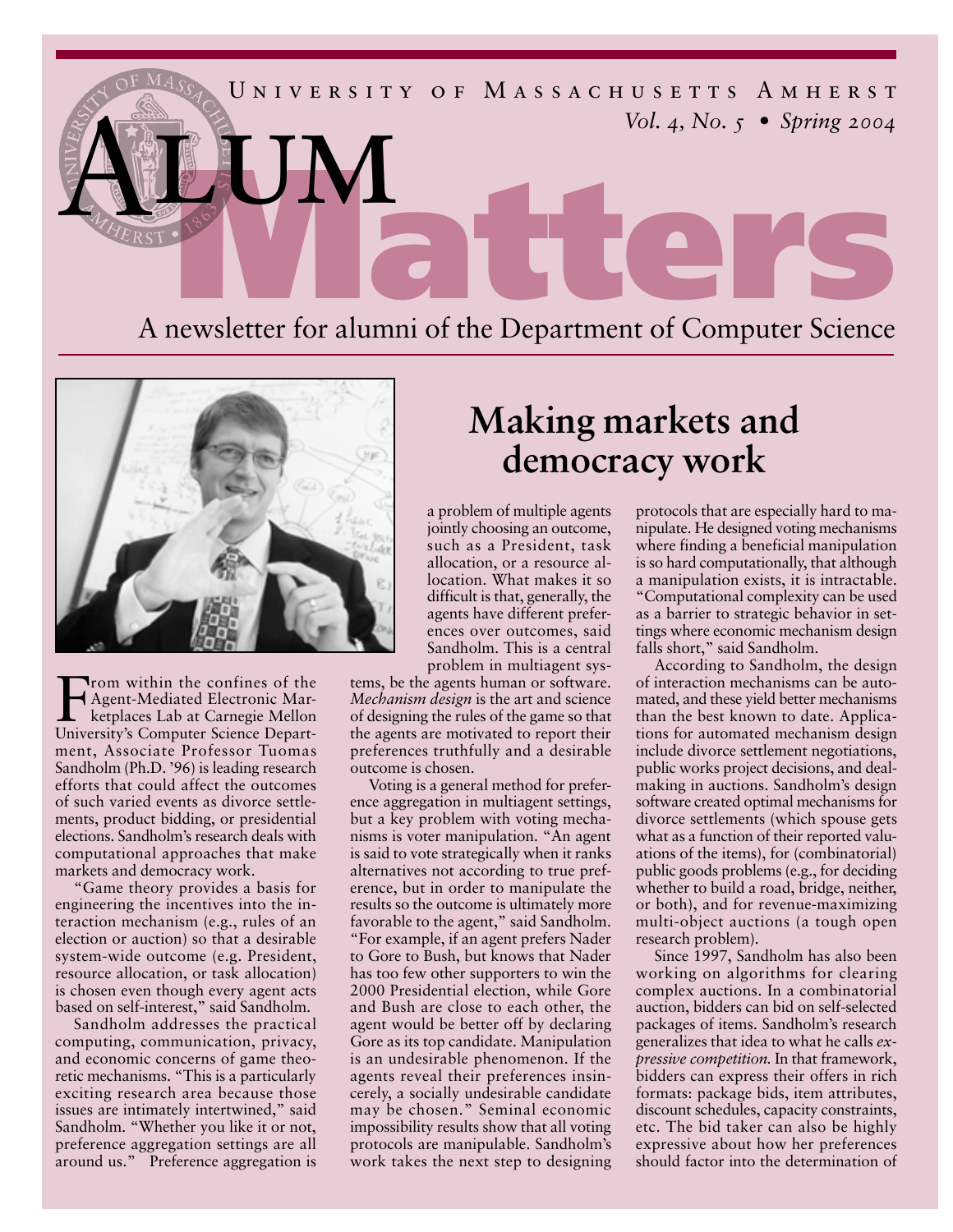University of Massachusetts Amherst

*Vol. 4, No. 5 • Spring 2004*

# Alum Matters

A newsletter for alumni of the Department of Computer Science

## Making markets and democracy work

From within the confines of the Agent-Mediated Electronic Marketplaces Lab at Carnegie Mellon University's Computer Science Department, Associate Professor Tuomas Sandholm (Ph.D. '96) is leading research efforts that could affect the outcomes of such varied events as divorce settlements, product bidding, or presidential elections. Sandholm's research deals with computational approaches that make markets and democracy work.

"Game theory provides a basis for engineering the incentives into the interaction mechanism (e.g., rules of an election or auction) so that a desirable system-wide outcome (e.g. President, resource allocation, or task allocation) is chosen even though every agent acts based on self-interest," said Sandholm.

Sandholm addresses the practical computing, communication, privacy, and economic concerns of game theoretic mechanisms. "This is a particularly exciting research area because those issues are intimately intertwined," said Sandholm. "Whether you like it or not, preference aggregation settings are all around us." Preference aggregation is a problem of multiple agents jointly choosing an outcome, such as a President, task allocation, or a resource allocation. What makes it so difficult is that, generally, the agents have different preferences over outcomes, said Sandholm. This is a central problem in multiagent systems, be the agents human or software. *Mechanism design* is the art and science of designing the rules of the game so that the agents are motivated to report their preferences truthfully and a desirable outcome is chosen.

Voting is a general method for preference aggregation in multiagent settings, but a key problem with voting mechanisms is voter manipulation. "An agent is said to vote strategically when it ranks alternatives not according to true preference, but in order to manipulate the results so the outcome is ultimately more favorable to the agent," said Sandholm. "For example, if an agent prefers Nader to Gore to Bush, but knows that Nader has too few other supporters to win the 2000 Presidential election, while Gore and Bush are close to each other, the agent would be better off by declaring Gore as its top candidate. Manipulation is an undesirable phenomenon. If the agents reveal their preferences insincerely, a socially undesirable candidate may be chosen." Seminal economic impossibility results show that all voting protocols are manipulable. Sandholm's work takes the next step to designing protocols that are especially hard to manipulate. He designed voting mechanisms where finding a beneficial manipulation is so hard computationally, that although a manipulation exists, it is intractable. "Computational complexity can be used as a barrier to strategic behavior in settings where economic mechanism design falls short," said Sandholm.

According to Sandholm, the design of interaction mechanisms can be automated, and these yield better mechanisms than the best known to date. Applications for automated mechanism design include divorce settlement negotiations, public works project decisions, and dealmaking in auctions. Sandholm's design software created optimal mechanisms for divorce settlements (which spouse gets what as a function of their reported valuations of the items), for (combinatorial) public goods problems (e.g., for deciding whether to build a road, bridge, neither, or both), and for revenue-maximizing multi-object auctions (a tough open research problem).

Since 1997, Sandholm has also been working on algorithms for clearing complex auctions. In a combinatorial auction, bidders can bid on self-selected packages of items. Sandholm's research generalizes that idea to what he calls *expressive competition.* In that framework, bidders can express their offers in rich formats: package bids, item attributes, discount schedules, capacity constraints, etc. The bid taker can also be highly expressive about how her preferences should factor into the determination of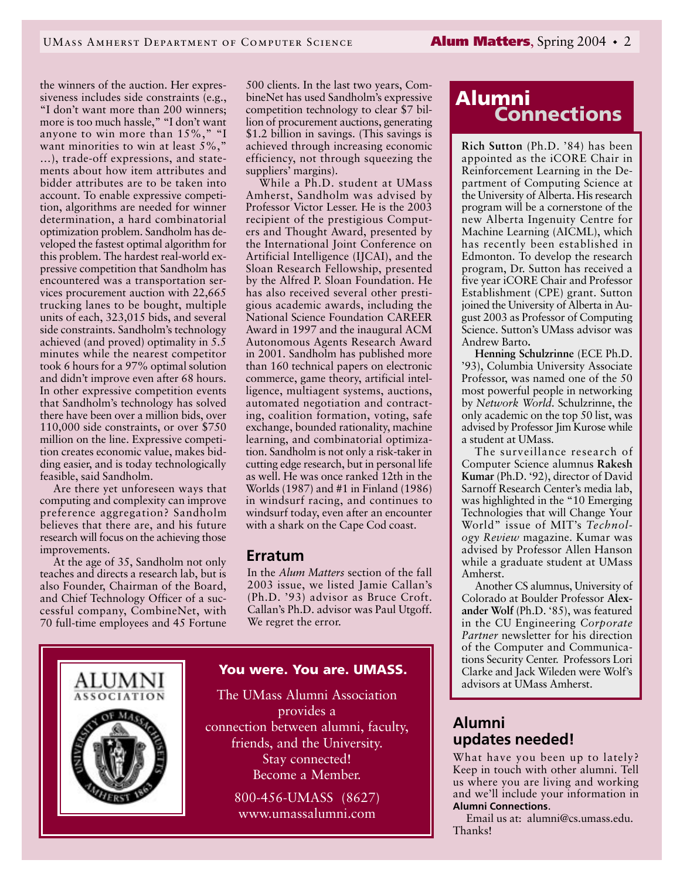the winners of the auction. Her expressiveness includes side constraints (e.g., "I don't want more than 200 winners; more is too much hassle," "I don't want anyone to win more than 15%," "I want minorities to win at least 5%," ...), trade-off expressions, and statements about how item attributes and bidder attributes are to be taken into account. To enable expressive competition, algorithms are needed for winner determination, a hard combinatorial optimization problem. Sandholm has developed the fastest optimal algorithm for this problem. The hardest real-world expressive competition that Sandholm has encountered was a transportation services procurement auction with 22,665 trucking lanes to be bought, multiple units of each, 323,015 bids, and several side constraints. Sandholm's technology achieved (and proved) optimality in 5.5 minutes while the nearest competitor took 6 hours for a 97% optimal solution and didn't improve even after 68 hours. In other expressive competition events that Sandholm's technology has solved there have been over a million bids, over 110,000 side constraints, or over $750 million on the line. Expressive competition creates economic value, makes bidding easier, and is today technologically feasible, said Sandholm.

Are there yet unforeseen ways that computing and complexity can improve preference aggregation? Sandholm believes that there are, and his future research will focus on the achieving those improvements.

At the age of 35, Sandholm not only teaches and directs a research lab, but is also Founder, Chairman of the Board, and Chief Technology Officer of a successful company, CombineNet, with 70 full-time employees and 45 Fortune 500 clients. In the last two years, CombineNet has used Sandholm's expressive competition technology to clear $7 billion of procurement auctions, generating $1.2 billion in savings. (This savings is achieved through increasing economic efficiency, not through squeezing the suppliers' margins).

While a Ph.D. student at UMass Amherst, Sandholm was advised by Professor Victor Lesser. He is the 2003 recipient of the prestigious Computers and Thought Award, presented by the International Joint Conference on Artificial Intelligence (IJCAI), and the Sloan Research Fellowship, presented by the Alfred P. Sloan Foundation. He has also received several other prestigious academic awards, including the National Science Foundation CAREER Award in 1997 and the inaugural ACM Autonomous Agents Research Award in 2001. Sandholm has published more than 160 technical papers on electronic commerce, game theory, artificial intelligence, multiagent systems, auctions, automated negotiation and contracting, coalition formation, voting, safe exchange, bounded rationality, machine learning, and combinatorial optimization. Sandholm is not only a risk-taker in cutting edge research, but in personal life as well. He was once ranked 12th in the Worlds (1987) and #1 in Finland (1986) in windsurf racing, and continues to windsurf today, even after an encounter with a shark on the Cape Cod coast.

## Erratum

In the *Alum Matters* section of the fall 2003 issue, we listed Jamie Callan's (Ph.D. '93) advisor as Bruce Croft. Callan's Ph.D. advisor was Paul Utgoff. We regret the error.

## Alumni Connections

**Rich Sutton** (Ph.D. '84) has been appointed as the iCORE Chair in Reinforcement Learning in the Department of Computing Science at the University of Alberta. His research program will be a cornerstone of the new Alberta Ingenuity Centre for Machine Learning (AICML), which has recently been established in Edmonton. To develop the research program, Dr. Sutton has received a five year iCORE Chair and Professor Establishment (CPE) grant. Sutton joined the University of Alberta in August 2003 as Professor of Computing Science. Sutton's UMass advisor was Andrew Barto.

**Henning Schulzrinne** (ECE Ph.D. '93), Columbia University Associate Professor, was named one of the 50 most powerful people in networking by *Network World*. Schulzrinne, the only academic on the top 50 list, was advised by Professor Jim Kurose while a student at UMass.

The surveillance research of Computer Science alumnus **Rakesh Kumar** (Ph.D. '92), director of David Sarnoff Research Center's media lab, was highlighted in the "10 Emerging Technologies that will Change Your World" issue of MIT's *Technology Review* magazine. Kumar was advised by Professor Allen Hanson while a graduate student at UMass Amherst.

Another CS alumnus, University of Colorado at Boulder Professor **Alexander Wolf** (Ph.D. '85), was featured in the CU Engineering *Corporate Partner* newsletter for his direction of the Computer and Communications Security Center. Professors Lori Clarke and Jack Wileden were Wolf's advisors at UMass Amherst.

## Alumni updates needed!

What have you been up to lately? Keep in touch with other alumni. Tell us where you are living and working and we'll include your information in **Alumni Connections**.

Email us at: alumni@cs.umass.edu. Thanks!

---

ALUMNI ASSOCIATION

UNIVERSITY OF MASSACHUSETTS AMHERST 1863

**You were. You are. UMASS.**

The UMass Alumni Association provides a connection between alumni, faculty, friends, and the University. Stay connected! Become a Member.

800-456-UMASS (8627)
www.umassalumni.com